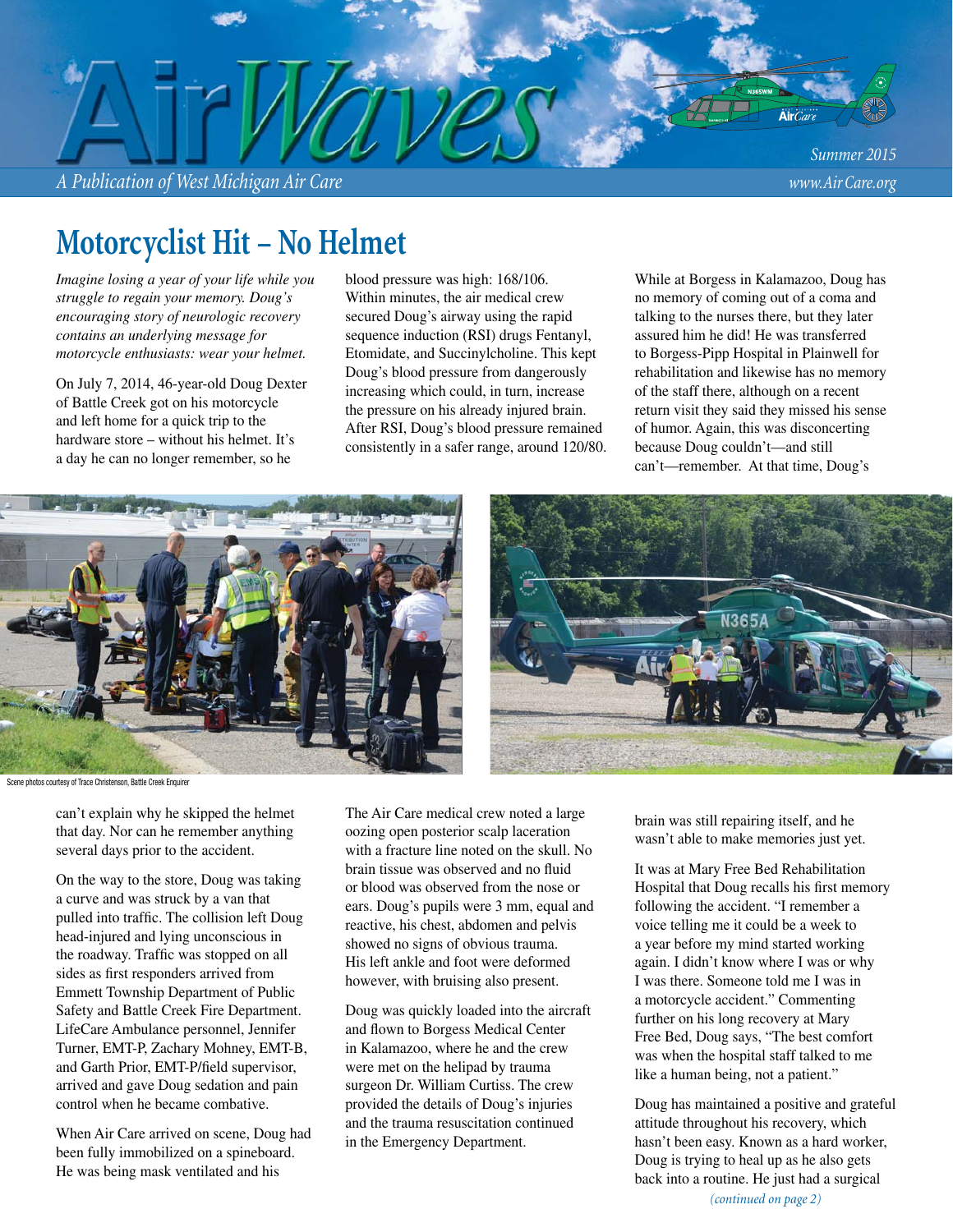# AirWaves

*A Publication of West Michigan Air Care*

Summer 2015

www.Air Care.org

## Motorcyclist Hit – No Helmet

*Imagine losing a year of your life while you struggle to regain your memory. Doug's encouraging story of neurologic recovery contains an underlying message for motorcycle enthusiasts: wear your helmet.*

On July 7, 2014, 46-year-old Doug Dexter of Battle Creek got on his motorcycle and left home for a quick trip to the hardware store – without his helmet. It's a day he can no longer remember, so he can't explain why he skipped the helmet that day. Nor can he remember anything several days prior to the accident.

On the way to the store, Doug was taking a curve and was struck by a van that pulled into traffic. The collision left Doug head-injured and lying unconscious in the roadway. Traffic was stopped on all sides as first responders arrived from Emmett Township Department of Public Safety and Battle Creek Fire Department. LifeCare Ambulance personnel, Jennifer Turner, EMT-P, Zachary Mohney, EMT-B, and Garth Prior, EMT-P/field supervisor, arrived and gave Doug sedation and pain control when he became combative.

When Air Care arrived on scene, Doug had been fully immobilized on a spineboard. He was being mask ventilated and his blood pressure was high: 168/106. Within minutes, the air medical crew secured Doug's airway using the rapid sequence induction (RSI) drugs Fentanyl, Etomidate, and Succinylcholine. This kept Doug's blood pressure from dangerously increasing which could, in turn, increase the pressure on his already injured brain. After RSI, Doug's blood pressure remained consistently in a safer range, around 120/80.

The Air Care medical crew noted a large oozing open posterior scalp laceration with a fracture line noted on the skull. No brain tissue was observed and no fluid or blood was observed from the nose or ears. Doug's pupils were 3 mm, equal and reactive, his chest, abdomen and pelvis showed no signs of obvious trauma. His left ankle and foot were deformed however, with bruising also present.

Doug was quickly loaded into the aircraft and flown to Borgess Medical Center in Kalamazoo, where he and the crew were met on the helipad by trauma surgeon Dr. William Curtiss. The crew provided the details of Doug's injuries and the trauma resuscitation continued in the Emergency Department.

While at Borgess in Kalamazoo, Doug has no memory of coming out of a coma and talking to the nurses there, but they later assured him he did! He was transferred to Borgess-Pipp Hospital in Plainwell for rehabilitation and likewise has no memory of the staff there, although on a recent return visit they said they missed his sense of humor. Again, this was disconcerting because Doug couldn't—and still can't—remember. At that time, Doug's brain was still repairing itself, and he wasn't able to make memories just yet.

Scene photos courtesy of Trace Christenson, Battle Creek Enquirer

It was at Mary Free Bed Rehabilitation Hospital that Doug recalls his first memory following the accident. "I remember a voice telling me it could be a week to a year before my mind started working again. I didn't know where I was or why I was there. Someone told me I was in a motorcycle accident." Commenting further on his long recovery at Mary Free Bed, Doug says, "The best comfort was when the hospital staff talked to me like a human being, not a patient."

Doug has maintained a positive and grateful attitude throughout his recovery, which hasn't been easy. Known as a hard worker, Doug is trying to heal up as he also gets back into a routine. He just had a surgical

*(continued on page 2)*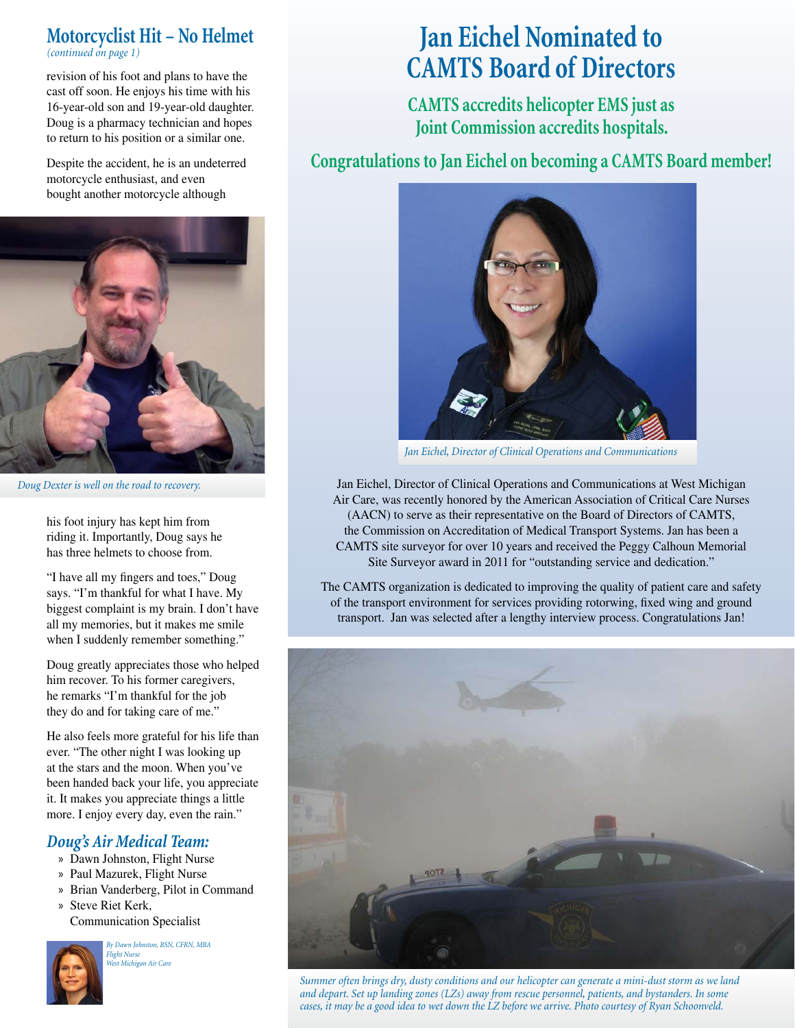## Motorcyclist Hit – No Helmet

*(continued on page 1)*

revision of his foot and plans to have the cast off soon. He enjoys his time with his 16-year-old son and 19-year-old daughter. Doug is a pharmacy technician and hopes to return to his position or a similar one.

Despite the accident, he is an undeterred motorcycle enthusiast, and even bought another motorcycle although his foot injury has kept him from riding it. Importantly, Doug says he has three helmets to choose from.

*Doug Dexter is well on the road to recovery.*

"I have all my fingers and toes," Doug says. "I'm thankful for what I have. My biggest complaint is my brain. I don't have all my memories, but it makes me smile when I suddenly remember something."

Doug greatly appreciates those who helped him recover. To his former caregivers, he remarks "I'm thankful for the job they do and for taking care of me."

He also feels more grateful for his life than ever. "The other night I was looking up at the stars and the moon. When you've been handed back your life, you appreciate it. It makes you appreciate things a little more. I enjoy every day, even the rain."

### *Doug's Air Medical Team:*

- Dawn Johnston, Flight Nurse
- Paul Mazurek, Flight Nurse
- Brian Vanderberg, Pilot in Command
- Steve Riet Kerk, Communication Specialist

*By Dawn Johnston, BSN, CFRN, MBA*
*Flight Nurse*
*West Michigan Air Care*

# Jan Eichel Nominated to CAMTS Board of Directors

## CAMTS accredits helicopter EMS just as Joint Commission accredits hospitals.

## Congratulations to Jan Eichel on becoming a CAMTS Board member!

*Jan Eichel, Director of Clinical Operations and Communications*

Jan Eichel, Director of Clinical Operations and Communications at West Michigan Air Care, was recently honored by the American Association of Critical Care Nurses (AACN) to serve as their representative on the Board of Directors of CAMTS, the Commission on Accreditation of Medical Transport Systems. Jan has been a CAMTS site surveyor for over 10 years and received the Peggy Calhoun Memorial Site Surveyor award in 2011 for "outstanding service and dedication."

The CAMTS organization is dedicated to improving the quality of patient care and safety of the transport environment for services providing rotorwing, fixed wing and ground transport. Jan was selected after a lengthy interview process. Congratulations Jan!

*Summer often brings dry, dusty conditions and our helicopter can generate a mini-dust storm as we land and depart. Set up landing zones (LZs) away from rescue personnel, patients, and bystanders. In some cases, it may be a good idea to wet down the LZ before we arrive. Photo courtesy of Ryan Schoonveld.*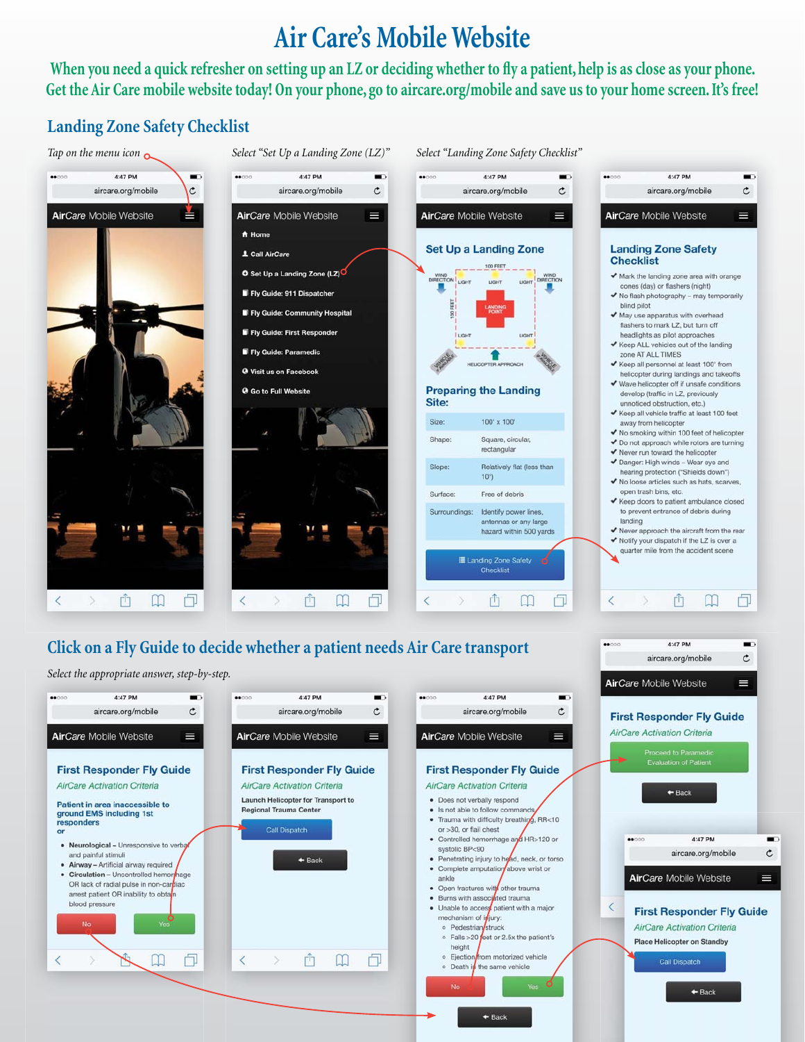# Air Care's Mobile Website

When you need a quick refresher on setting up an LZ or deciding whether to fly a patient, help is as close as your phone. Get the Air Care mobile website today! On your phone, go to aircare.org/mobile and save us to your home screen. It's free!

## Landing Zone Safety Checklist

*Tap on the menu icon*

*Select "Set Up a Landing Zone (LZ)"*

*Select "Landing Zone Safety Checklist"*

4:47 PM

aircare.org/mobile

**AirCare** Mobile Website

- Home
- Call AirCare
- Set Up a Landing Zone (LZ)
- Fly Guide: 911 Dispatcher
- Fly Guide: Community Hospital
- Fly Guide: First Responder
- Fly Guide: Paramedic
- Visit us on Facebook
- Go to Full Website

### Set Up a Landing Zone

100 FEET — WIND DIRECTION — LIGHT — LIGHT — LIGHT — WIND DIRECTION — 100 FEET — LANDING POINT — LIGHT — LIGHT — VEHICLE APPROACH — HELICOPTER APPROACH — VEHICLE APPROACH

### Preparing the Landing Site:

| | |
|---|---|
| Size: | 100' x 100' |
| Shape: | Square, circular, rectangular |
| Slope: | Relatively flat (less than 10°) |
| Surface: | Free of debris |
| Surroundings: | Identify power lines, antennas or any large hazard within 500 yards |

Landing Zone Safety Checklist

### Landing Zone Safety Checklist

- Mark the landing zone area with orange cones (day) or flashers (night)
- No flash photography – may temporarily blind pilot
- May use apparatus with overhead flashers to mark LZ, but turn off headlights as pilot approaches
- Keep ALL vehicles out of the landing zone AT ALL TIMES
- Keep all personnel at least 100' from helicopter during landings and takeoffs
- Wave helicopter off if unsafe conditions develop (traffic in LZ, previously unnoticed obstruction, etc.)
- Keep all vehicle traffic at least 100 feet away from helicopter
- No smoking within 100 feet of helicopter
- Do not approach while rotors are turning
- Never run toward the helicopter
- Danger: High winds – Wear eye and hearing protection ("Shields down")
- No loose articles such as hats, scarves, open trash bins, etc.
- Keep doors to patient ambulance closed to prevent entrance of debris during landing
- Never approach the aircraft from the rear
- Notify your dispatch if the LZ is over a quarter mile from the accident scene

## Click on a Fly Guide to decide whether a patient needs Air Care transport

*Select the appropriate answer, step-by-step.*

### First Responder Fly Guide

*AirCare Activation Criteria*

**Patient in area inaccessible to ground EMS including 1st responders**

**or**

- **Neurological** – Unresponsive to verbal and painful stimuli
- **Airway** – Artificial airway required
- **Circulation** – Uncontrolled hemorrhage OR lack of radial pulse in non-cardiac arrest patient OR inability to obtain blood pressure

No | Yes

### First Responder Fly Guide

*AirCare Activation Criteria*

**Launch Helicopter for Transport to Regional Trauma Center**

Call Dispatch

Back

### First Responder Fly Guide

*AirCare Activation Criteria*

- Does not verbally respond
- Is not able to follow commands
- Trauma with difficulty breathing, RR<10 or >30, or flail chest
- Controlled hemorrhage and HR>120 or systolic BP<90
- Penetrating injury to head, neck, or torso
- Complete amputation above wrist or ankle
- Open fractures with other trauma
- Burns with associated trauma
- Unable to access patient with a major mechanism of injury:
  - Pedestrian struck
  - Falls >20 feet or 2.5x the patient's height
  - Ejection from motorized vehicle
  - Death in the same vehicle

No | Yes

Back

### First Responder Fly Guide

*AirCare Activation Criteria*

Proceed to Paramedic Evaluation of Patient

Back

### First Responder Fly Guide

*AirCare Activation Criteria*

**Place Helicopter on Standby**

Call Dispatch

Back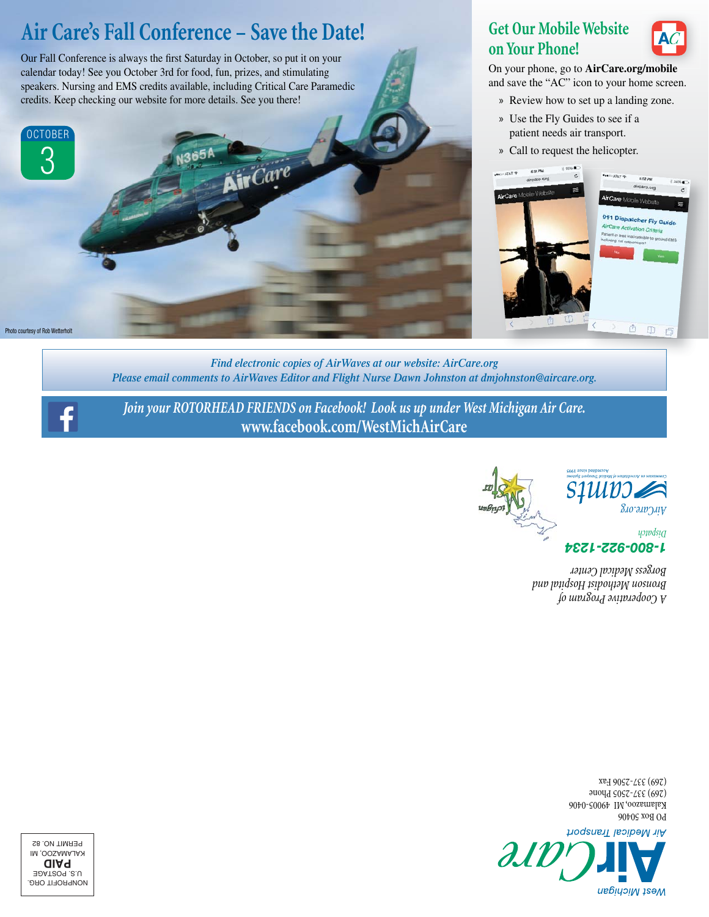## Air Care's Fall Conference – Save the Date!

Our Fall Conference is always the first Saturday in October, so put it on your calendar today! See you October 3rd for food, fun, prizes, and stimulating speakers. Nursing and EMS credits available, including Critical Care Paramedic credits. Keep checking our website for more details. See you there!

OCTOBER
3

Photo courtesy of Rob Wetterholt

## Get Our Mobile Website on Your Phone!

On your phone, go to **AirCare.org/mobile** and save the "AC" icon to your home screen.

- » Review how to set up a landing zone.
- » Use the Fly Guides to see if a patient needs air transport.
- » Call to request the helicopter.

*Find electronic copies of AirWaves at our website: AirCare.org*
*Please email comments to AirWaves Editor and Flight Nurse Dawn Johnston at dmjohnston@aircare.org.*

*Join your ROTORHEAD FRIENDS on Facebook! Look us up under West Michigan Air Care.*
**www.facebook.com/WestMichAirCare**

*A Cooperative Program of Bronson Methodist Hospital and Borgess Medical Center*

**1-800-922-1234**
*Dispatch*

*AirCare.org*

CAMTS
Commission on Accreditation of Medical Transport Systems
Accredited since 1995

West Michigan
AirCare
Air Medical Transport

PO Box 50406
Kalamazoo, MI 49005-0406
(269) 337-2505 Phone
(269) 337-2506 Fax

NONPROFIT ORG.
U.S. POSTAGE
**PAID**
KALAMAZOO, MI
PERMIT NO. 82